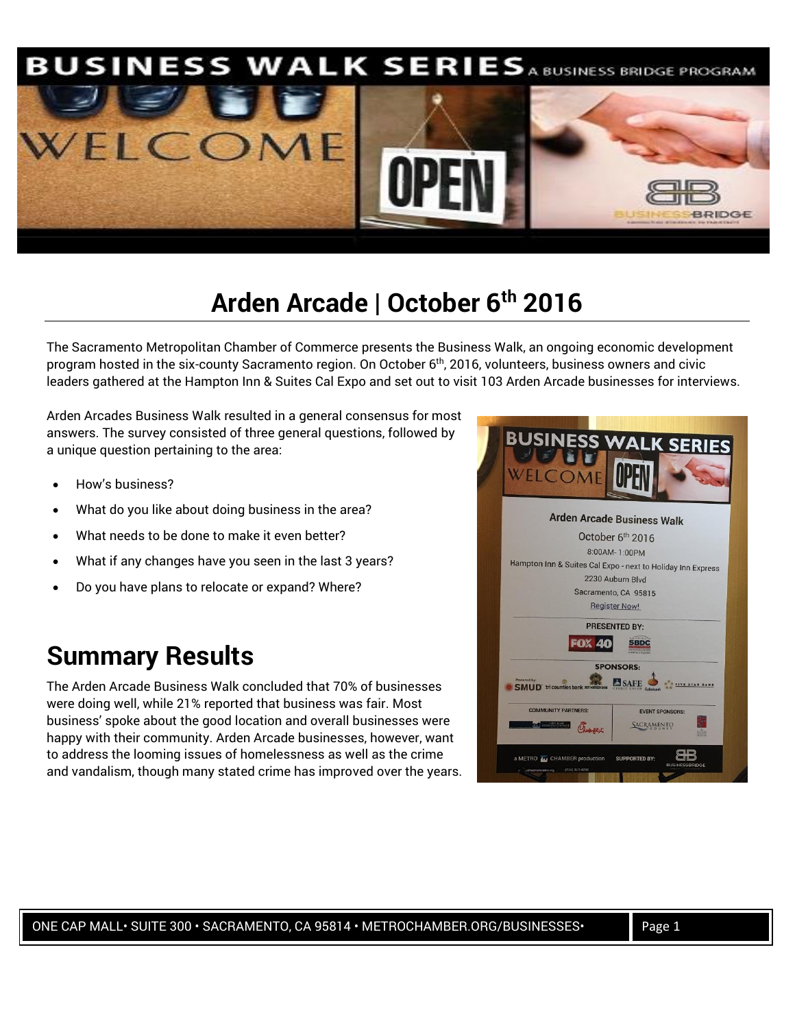# Arden Arcade | October 6th 2016

The Sacramento Metropolitan Chamber of Commerce presents the Business Walk, an ongoing economic development program hosted in the six-county Sacramento region. On October 6th, 2016, volunteers, business owners and civic leaders gathered at the Hampton Inn & Suites Cal Expo and set out to visit 103 Arden Arcade businesses for interviews.

Arden Arcades Business Walk resulted in a general consensus for most answers. The survey consisted of three general questions, followed by a unique question pertaining to the area:

- How's business?
- What do you like about doing business in the area?
- What needs to be done to make it even better?
- What if any changes have you seen in the last 3 years?
- Do you have plans to relocate or expand? Where?

## Summary Results

The Arden Arcade Business Walk concluded that 70% of businesses were doing well, while 21% reported that business was fair. Most business' spoke about the good location and overall businesses were happy with their community. Arden Arcade businesses, however, want to address the looming issues of homelessness as well as the crime and vandalism, though many stated crime has improved over the years.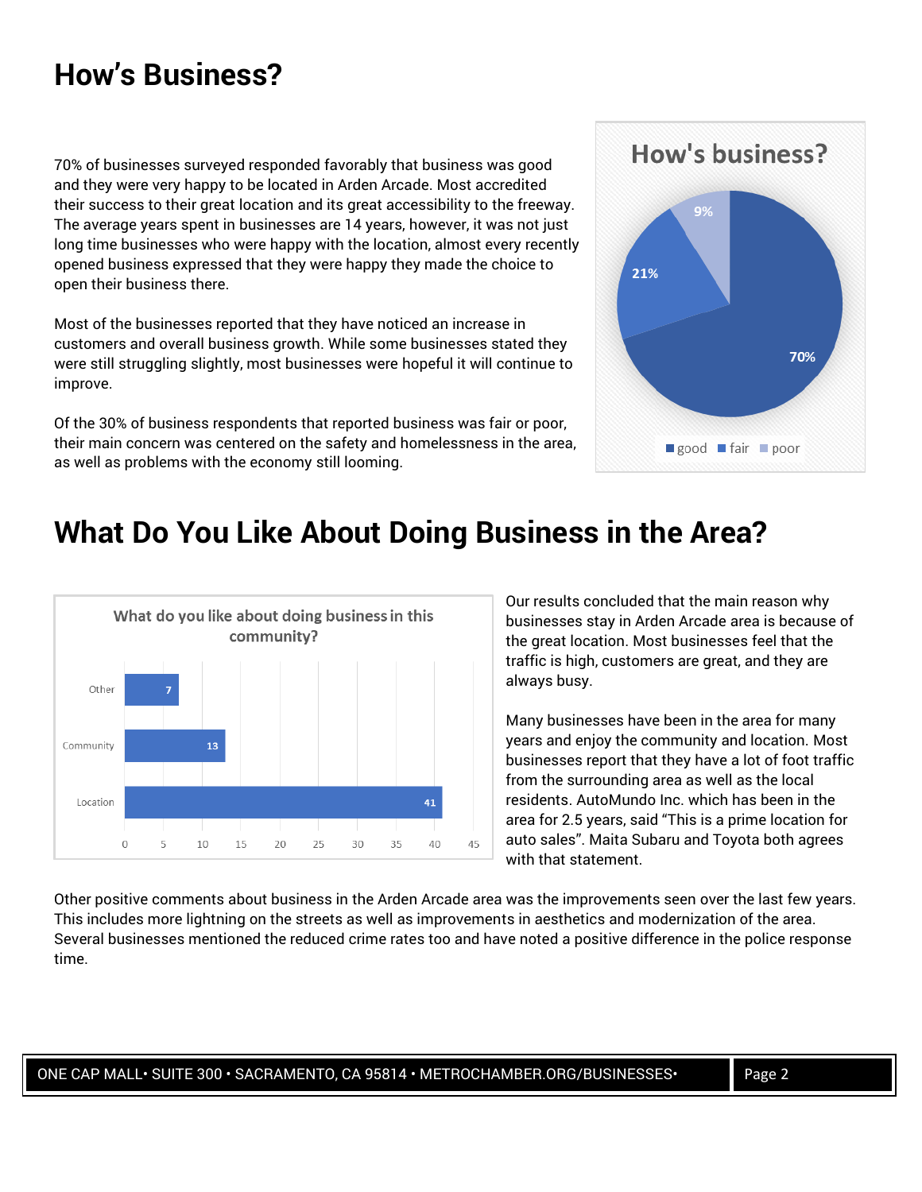# How's Business?

70% of businesses surveyed responded favorably that business was good and they were very happy to be located in Arden Arcade. Most accredited their success to their great location and its great accessibility to the freeway. The average years spent in businesses are 14 years, however, it was not just long time businesses who were happy with the location, almost every recently opened business expressed that they were happy they made the choice to open their business there.

Most of the businesses reported that they have noticed an increase in customers and overall business growth. While some businesses stated they were still struggling slightly, most businesses were hopeful it will continue to improve.

Of the 30% of business respondents that reported business was fair or poor, their main concern was centered on the safety and homelessness in the area, as well as problems with the economy still looming.

**How's business?**

| Response | Percent |
| --- | --- |
| good | 70% |
| fair | 21% |
| poor | 9% |

# What Do You Like About Doing Business in the Area?

**What do you like about doing business in this community?**

| Response | Count |
| --- | --- |
| Other | 7 |
| Community | 13 |
| Location | 41 |

Our results concluded that the main reason why businesses stay in Arden Arcade area is because of the great location. Most businesses feel that the traffic is high, customers are great, and they are always busy.

Many businesses have been in the area for many years and enjoy the community and location. Most businesses report that they have a lot of foot traffic from the surrounding area as well as the local residents. AutoMundo Inc. which has been in the area for 2.5 years, said "This is a prime location for auto sales". Maita Subaru and Toyota both agrees with that statement.

Other positive comments about business in the Arden Arcade area was the improvements seen over the last few years. This includes more lightning on the streets as well as improvements in aesthetics and modernization of the area. Several businesses mentioned the reduced crime rates too and have noted a positive difference in the police response time.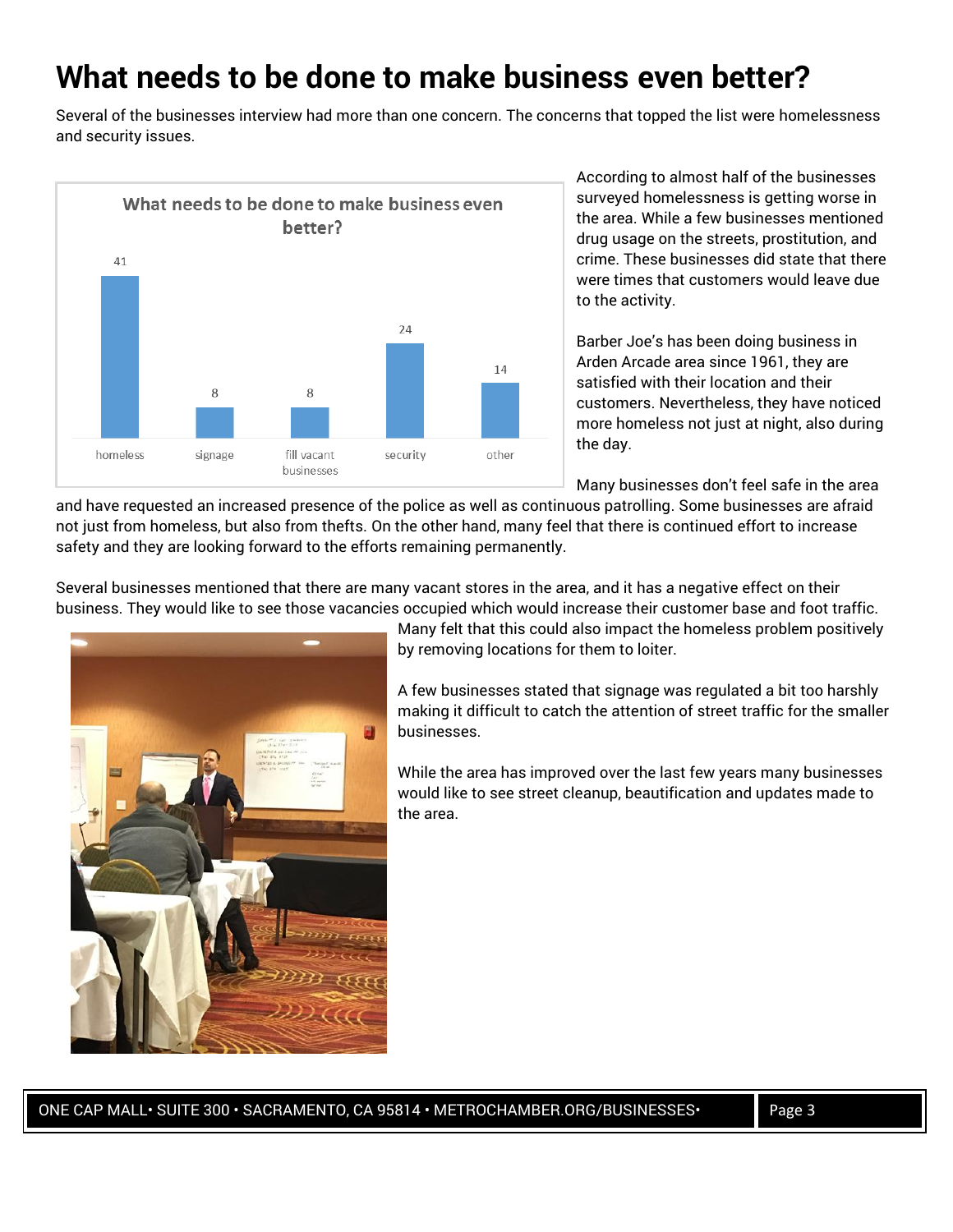# What needs to be done to make business even better?

Several of the businesses interview had more than one concern. The concerns that topped the list were homelessness and security issues.

**What needs to be done to make business even better?**

| | homeless | signage | fill vacant businesses | security | other |
|---|---|---|---|---|---|
| Count | 41 | 8 | 8 | 24 | 14 |

According to almost half of the businesses surveyed homelessness is getting worse in the area. While a few businesses mentioned drug usage on the streets, prostitution, and crime. These businesses did state that there were times that customers would leave due to the activity.

Barber Joe's has been doing business in Arden Arcade area since 1961, they are satisfied with their location and their customers. Nevertheless, they have noticed more homeless not just at night, also during the day.

Many businesses don't feel safe in the area and have requested an increased presence of the police as well as continuous patrolling. Some businesses are afraid not just from homeless, but also from thefts. On the other hand, many feel that there is continued effort to increase safety and they are looking forward to the efforts remaining permanently.

Several businesses mentioned that there are many vacant stores in the area, and it has a negative effect on their business. They would like to see those vacancies occupied which would increase their customer base and foot traffic. Many felt that this could also impact the homeless problem positively by removing locations for them to loiter.

A few businesses stated that signage was regulated a bit too harshly making it difficult to catch the attention of street traffic for the smaller businesses.

While the area has improved over the last few years many businesses would like to see street cleanup, beautification and updates made to the area.

ONE CAP MALL• SUITE 300 • SACRAMENTO, CA 95814 • METROCHAMBER.ORG/BUSINESSES•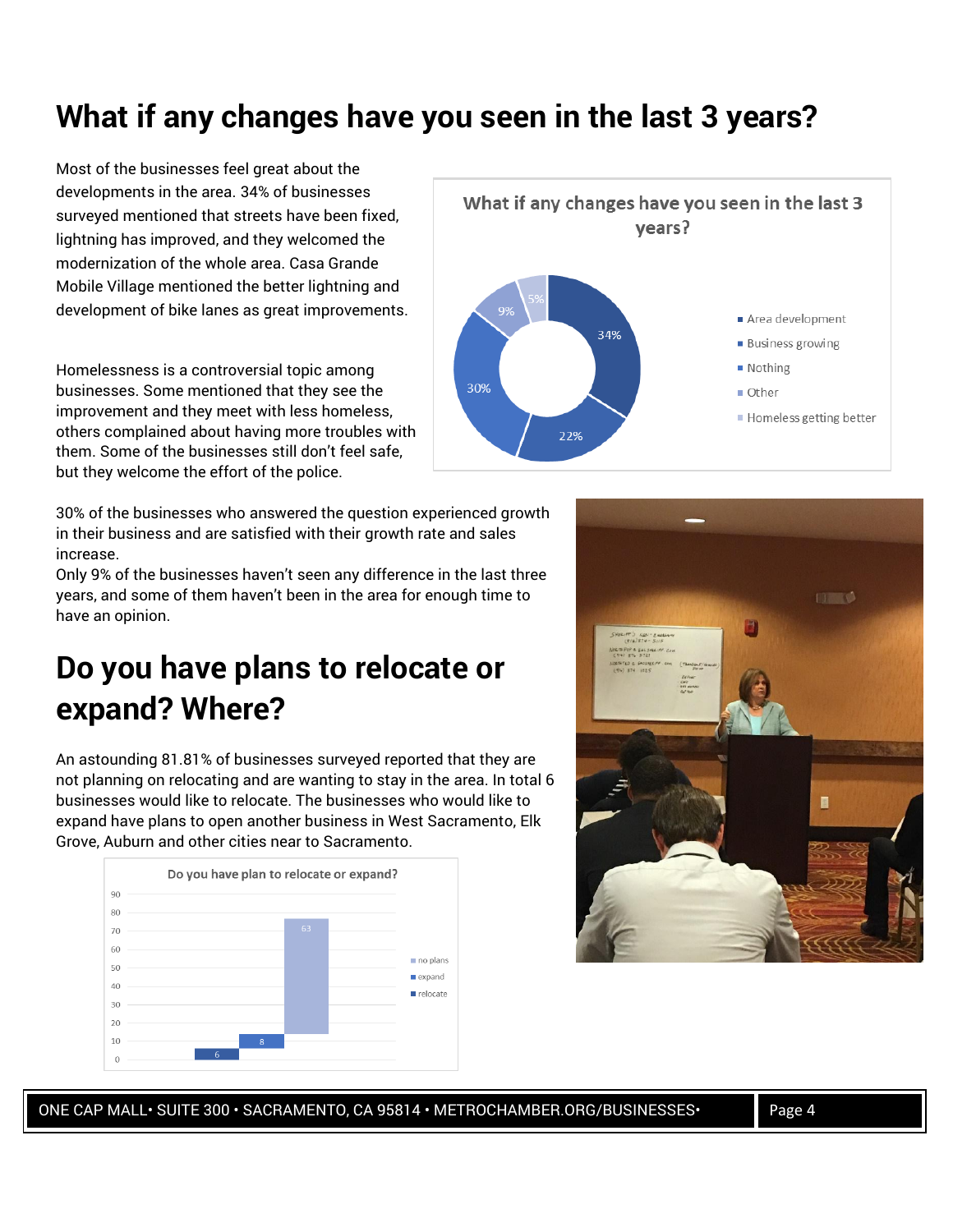# What if any changes have you seen in the last 3 years?

Most of the businesses feel great about the developments in the area. 34% of businesses surveyed mentioned that streets have been fixed, lightning has improved, and they welcomed the modernization of the whole area. Casa Grande Mobile Village mentioned the better lightning and development of bike lanes as great improvements.

Homelessness is a controversial topic among businesses. Some mentioned that they see the improvement and they meet with less homeless, others complained about having more troubles with them. Some of the businesses still don't feel safe, but they welcome the effort of the police.

30% of the businesses who answered the question experienced growth in their business and are satisfied with their growth rate and sales increase.
Only 9% of the businesses haven't seen any difference in the last three years, and some of them haven't been in the area for enough time to have an opinion.

# Do you have plans to relocate or expand? Where?

An astounding 81.81% of businesses surveyed reported that they are not planning on relocating and are wanting to stay in the area. In total 6 businesses would like to relocate. The businesses who would like to expand have plans to open another business in West Sacramento, Elk Grove, Auburn and other cities near to Sacramento.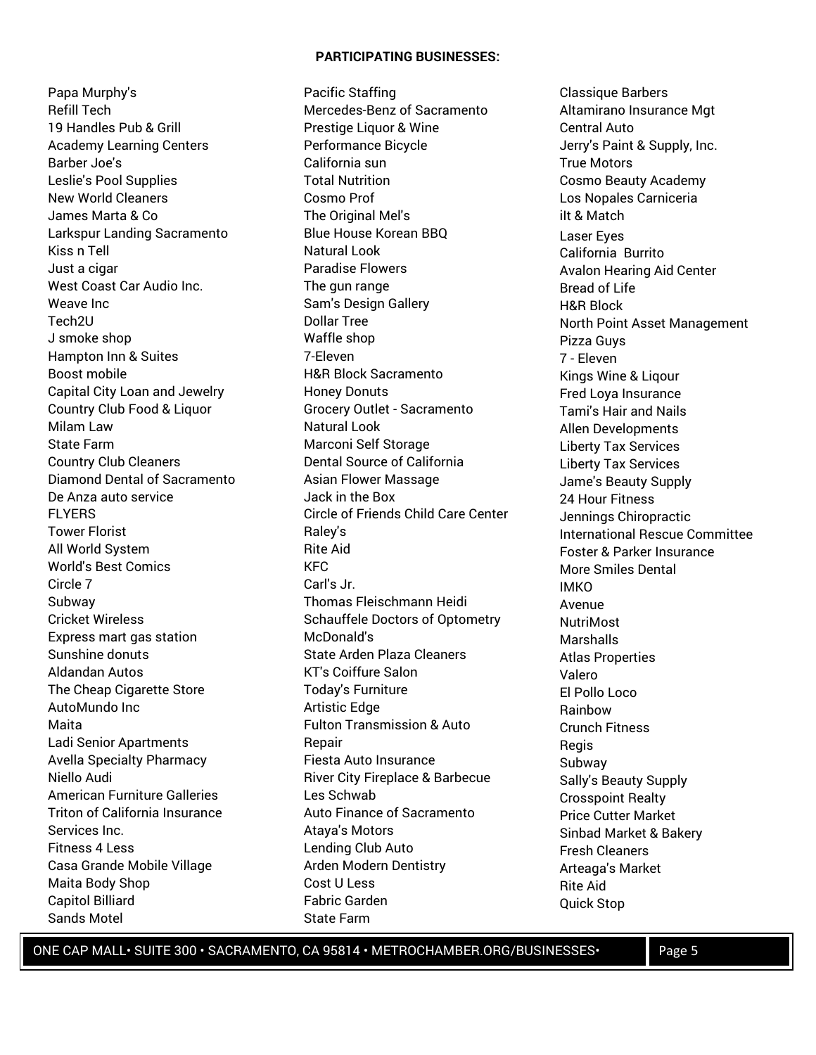**PARTICIPATING BUSINESSES:**

Papa Murphy's
Refill Tech
19 Handles Pub & Grill
Academy Learning Centers
Barber Joe's
Leslie's Pool Supplies
New World Cleaners
James Marta & Co
Larkspur Landing Sacramento
Kiss n Tell
Just a cigar
West Coast Car Audio Inc.
Weave Inc
Tech2U
J smoke shop
Hampton Inn & Suites
Boost mobile
Capital City Loan and Jewelry
Country Club Food & Liquor
Milam Law
State Farm
Country Club Cleaners
Diamond Dental of Sacramento
De Anza auto service
FLYERS
Tower Florist
All World System
World's Best Comics
Circle 7
Subway
Cricket Wireless
Express mart gas station
Sunshine donuts
Aldandan Autos
The Cheap Cigarette Store
AutoMundo Inc
Maita
Ladi Senior Apartments
Avella Specialty Pharmacy
Niello Audi
American Furniture Galleries
Triton of California Insurance Services Inc.
Fitness 4 Less
Casa Grande Mobile Village
Maita Body Shop
Capitol Billiard
Sands Motel

Pacific Staffing
Mercedes-Benz of Sacramento
Prestige Liquor & Wine
Performance Bicycle
California sun
Total Nutrition
Cosmo Prof
The Original Mel's
Blue House Korean BBQ
Natural Look
Paradise Flowers
The gun range
Sam's Design Gallery
Dollar Tree
Waffle shop
7-Eleven
H&R Block Sacramento
Honey Donuts
Grocery Outlet - Sacramento
Natural Look
Marconi Self Storage
Dental Source of California
Asian Flower Massage
Jack in the Box
Circle of Friends Child Care Center
Raley's
Rite Aid
KFC
Carl's Jr.
Thomas Fleischmann Heidi
Schauffele Doctors of Optometry
McDonald's
State Arden Plaza Cleaners
KT's Coiffure Salon
Today's Furniture
Artistic Edge
Fulton Transmission & Auto Repair
Fiesta Auto Insurance
River City Fireplace & Barbecue
Les Schwab
Auto Finance of Sacramento
Ataya's Motors
Lending Club Auto
Arden Modern Dentistry
Cost U Less
Fabric Garden
State Farm

Classique Barbers
Altamirano Insurance Mgt
Central Auto
Jerry's Paint & Supply, Inc.
True Motors
Cosmo Beauty Academy
Los Nopales Carniceria
ilt & Match
Laser Eyes
California Burrito
Avalon Hearing Aid Center
Bread of Life
H&R Block
North Point Asset Management
Pizza Guys
7 - Eleven
Kings Wine & Liqour
Fred Loya Insurance
Tami's Hair and Nails
Allen Developments
Liberty Tax Services
Liberty Tax Services
Jame's Beauty Supply
24 Hour Fitness
Jennings Chiropractic
International Rescue Committee
Foster & Parker Insurance
More Smiles Dental
IMKO
Avenue
NutriMost
Marshalls
Atlas Properties
Valero
El Pollo Loco
Rainbow
Crunch Fitness
Regis
Subway
Sally's Beauty Supply
Crosspoint Realty
Price Cutter Market
Sinbad Market & Bakery
Fresh Cleaners
Arteaga's Market
Rite Aid
Quick Stop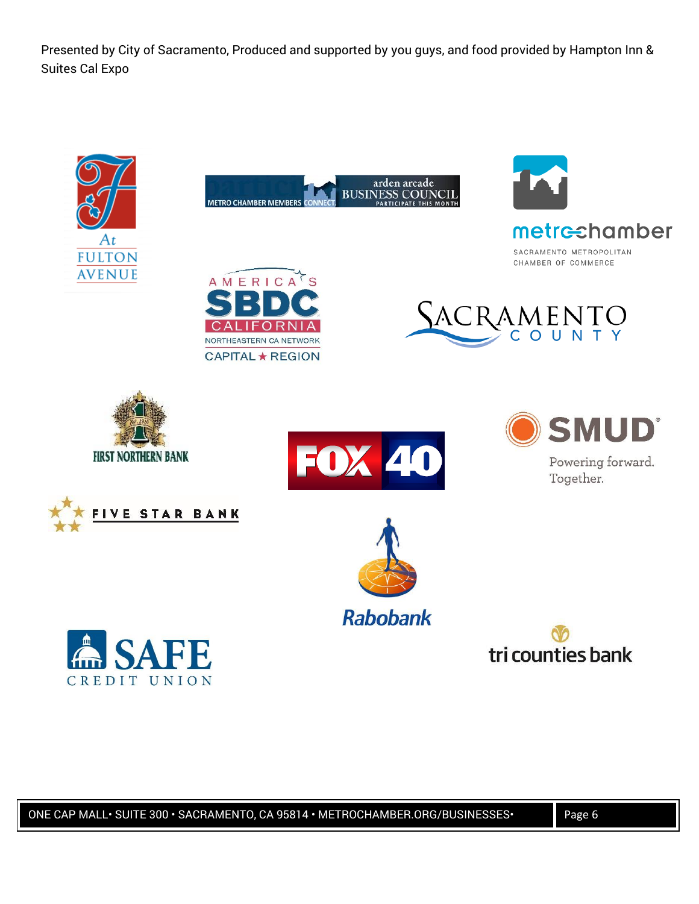Presented by City of Sacramento, Produced and supported by you guys, and food provided by Hampton Inn & Suites Cal Expo